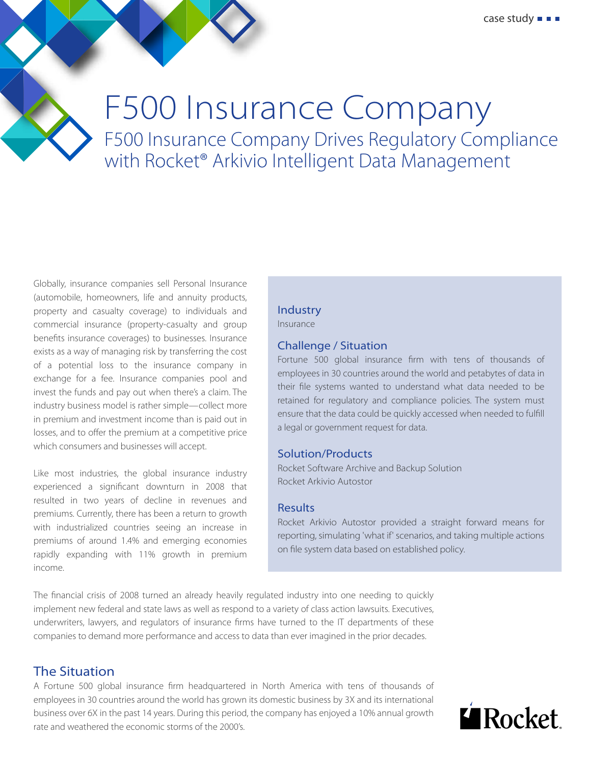# F500 Insurance Company

## F500 Insurance Company Drives Regulatory Compliance with Rocket® Arkivio Intelligent Data Management

Globally, insurance companies sell Personal Insurance (automobile, homeowners, life and annuity products, property and casualty coverage) to individuals and commercial insurance (property-casualty and group benefits insurance coverages) to businesses. Insurance exists as a way of managing risk by transferring the cost of a potential loss to the insurance company in exchange for a fee. Insurance companies pool and invest the funds and pay out when there's a claim. The industry business model is rather simple—collect more in premium and investment income than is paid out in losses, and to offer the premium at a competitive price which consumers and businesses will accept.

Like most industries, the global insurance industry experienced a significant downturn in 2008 that resulted in two years of decline in revenues and premiums. Currently, there has been a return to growth with industrialized countries seeing an increase in premiums of around 1.4% and emerging economies rapidly expanding with 11% growth in premium income.

### Industry
Insurance

### Challenge / Situation
Fortune 500 global insurance firm with tens of thousands of employees in 30 countries around the world and petabytes of data in their file systems wanted to understand what data needed to be retained for regulatory and compliance policies. The system must ensure that the data could be quickly accessed when needed to fulfill a legal or government request for data.

### Solution/Products
Rocket Software Archive and Backup Solution
Rocket Arkivio Autostor

### Results
Rocket Arkivio Autostor provided a straight forward means for reporting, simulating 'what if' scenarios, and taking multiple actions on file system data based on established policy.

The financial crisis of 2008 turned an already heavily regulated industry into one needing to quickly implement new federal and state laws as well as respond to a variety of class action lawsuits. Executives, underwriters, lawyers, and regulators of insurance firms have turned to the IT departments of these companies to demand more performance and access to data than ever imagined in the prior decades.

## The Situation

A Fortune 500 global insurance firm headquartered in North America with tens of thousands of employees in 30 countries around the world has grown its domestic business by 3X and its international business over 6X in the past 14 years. During this period, the company has enjoyed a 10% annual growth rate and weathered the economic storms of the 2000's.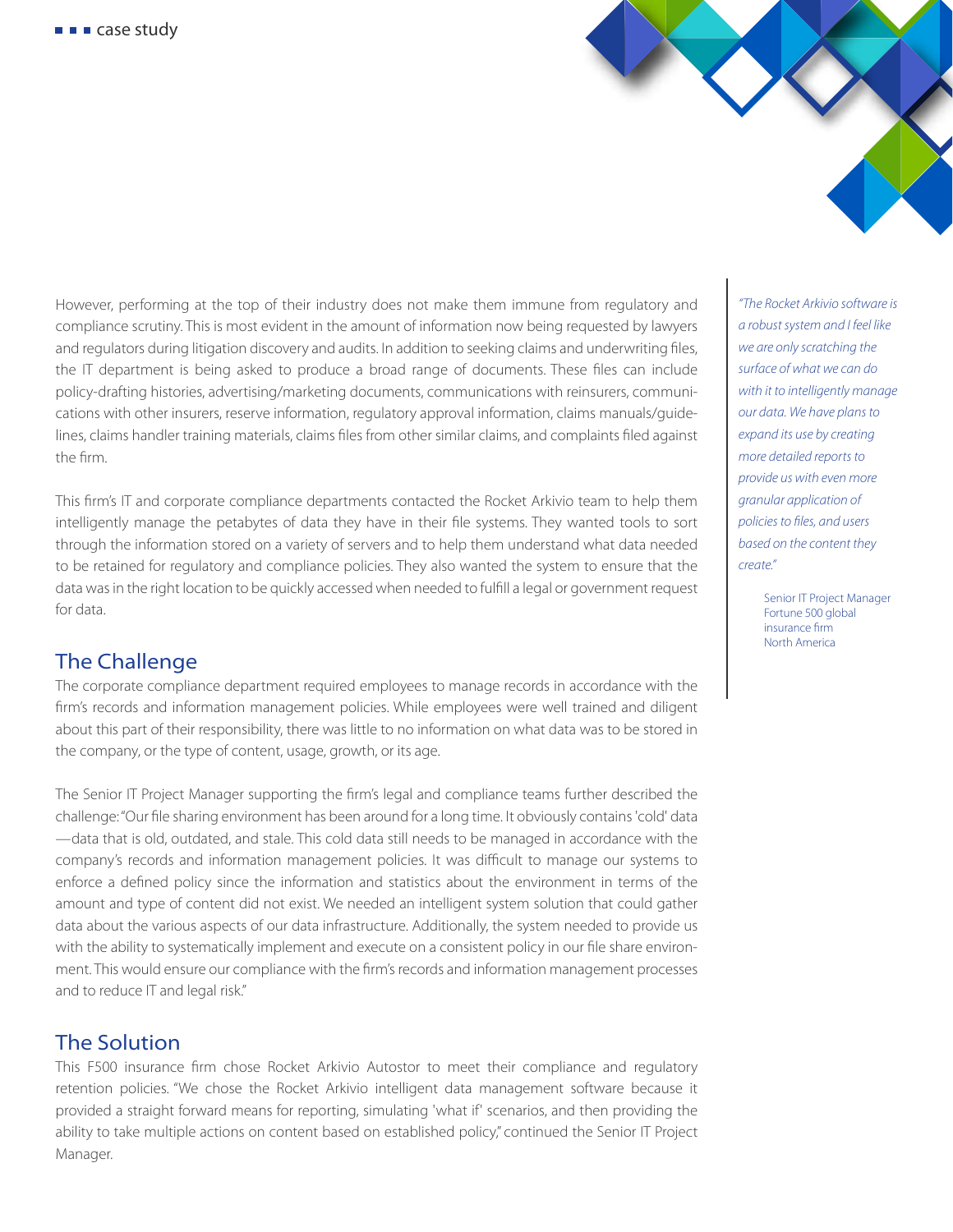However, performing at the top of their industry does not make them immune from regulatory and compliance scrutiny. This is most evident in the amount of information now being requested by lawyers and regulators during litigation discovery and audits. In addition to seeking claims and underwriting files, the IT department is being asked to produce a broad range of documents. These files can include policy-drafting histories, advertising/marketing documents, communications with reinsurers, communications with other insurers, reserve information, regulatory approval information, claims manuals/guidelines, claims handler training materials, claims files from other similar claims, and complaints filed against the firm.

This firm's IT and corporate compliance departments contacted the Rocket Arkivio team to help them intelligently manage the petabytes of data they have in their file systems. They wanted tools to sort through the information stored on a variety of servers and to help them understand what data needed to be retained for regulatory and compliance policies. They also wanted the system to ensure that the data was in the right location to be quickly accessed when needed to fulfill a legal or government request for data.

*"The Rocket Arkivio software is a robust system and I feel like we are only scratching the surface of what we can do with it to intelligently manage our data. We have plans to expand its use by creating more detailed reports to provide us with even more granular application of policies to files, and users based on the content they create."*

Senior IT Project Manager
Fortune 500 global insurance firm
North America

## The Challenge

The corporate compliance department required employees to manage records in accordance with the firm's records and information management policies. While employees were well trained and diligent about this part of their responsibility, there was little to no information on what data was to be stored in the company, or the type of content, usage, growth, or its age.

The Senior IT Project Manager supporting the firm's legal and compliance teams further described the challenge: "Our file sharing environment has been around for a long time. It obviously contains 'cold' data —data that is old, outdated, and stale. This cold data still needs to be managed in accordance with the company's records and information management policies. It was difficult to manage our systems to enforce a defined policy since the information and statistics about the environment in terms of the amount and type of content did not exist. We needed an intelligent system solution that could gather data about the various aspects of our data infrastructure. Additionally, the system needed to provide us with the ability to systematically implement and execute on a consistent policy in our file share environment. This would ensure our compliance with the firm's records and information management processes and to reduce IT and legal risk."

## The Solution

This F500 insurance firm chose Rocket Arkivio Autostor to meet their compliance and regulatory retention policies. "We chose the Rocket Arkivio intelligent data management software because it provided a straight forward means for reporting, simulating 'what if' scenarios, and then providing the ability to take multiple actions on content based on established policy," continued the Senior IT Project Manager.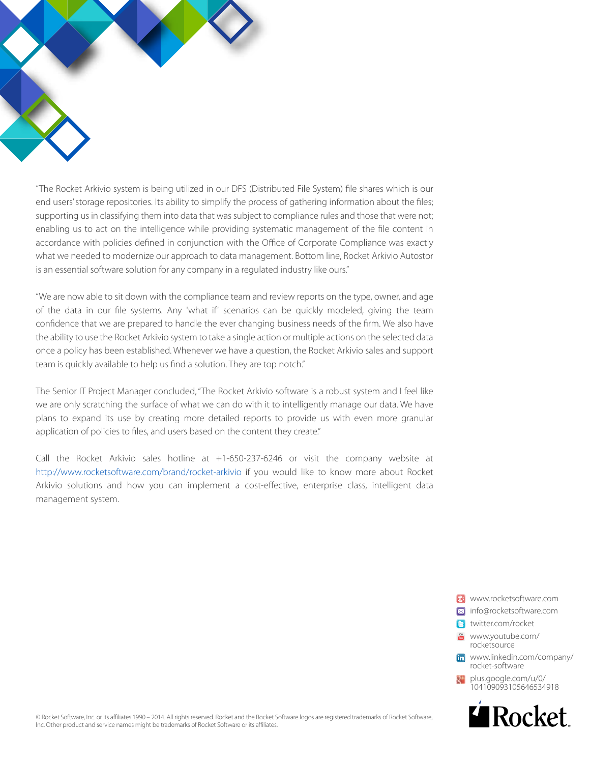"The Rocket Arkivio system is being utilized in our DFS (Distributed File System) file shares which is our end users' storage repositories. Its ability to simplify the process of gathering information about the files; supporting us in classifying them into data that was subject to compliance rules and those that were not; enabling us to act on the intelligence while providing systematic management of the file content in accordance with policies defined in conjunction with the Office of Corporate Compliance was exactly what we needed to modernize our approach to data management. Bottom line, Rocket Arkivio Autostor is an essential software solution for any company in a regulated industry like ours."

"We are now able to sit down with the compliance team and review reports on the type, owner, and age of the data in our file systems. Any 'what if' scenarios can be quickly modeled, giving the team confidence that we are prepared to handle the ever changing business needs of the firm. We also have the ability to use the Rocket Arkivio system to take a single action or multiple actions on the selected data once a policy has been established. Whenever we have a question, the Rocket Arkivio sales and support team is quickly available to help us find a solution. They are top notch."

The Senior IT Project Manager concluded, "The Rocket Arkivio software is a robust system and I feel like we are only scratching the surface of what we can do with it to intelligently manage our data. We have plans to expand its use by creating more detailed reports to provide us with even more granular application of policies to files, and users based on the content they create."

Call the Rocket Arkivio sales hotline at +1-650-237-6246 or visit the company website at http://www.rocketsoftware.com/brand/rocket-arkivio if you would like to know more about Rocket Arkivio solutions and how you can implement a cost-effective, enterprise class, intelligent data management system.

- www.rocketsoftware.com
- info@rocketsoftware.com
- twitter.com/rocket
- www.youtube.com/rocketsource
- www.linkedin.com/company/rocket-software
- plus.google.com/u/0/104109093105646534918

Rocket.

© Rocket Software, Inc. or its affiliates 1990 – 2014. All rights reserved. Rocket and the Rocket Software logos are registered trademarks of Rocket Software, Inc. Other product and service names might be trademarks of Rocket Software or its affiliates.